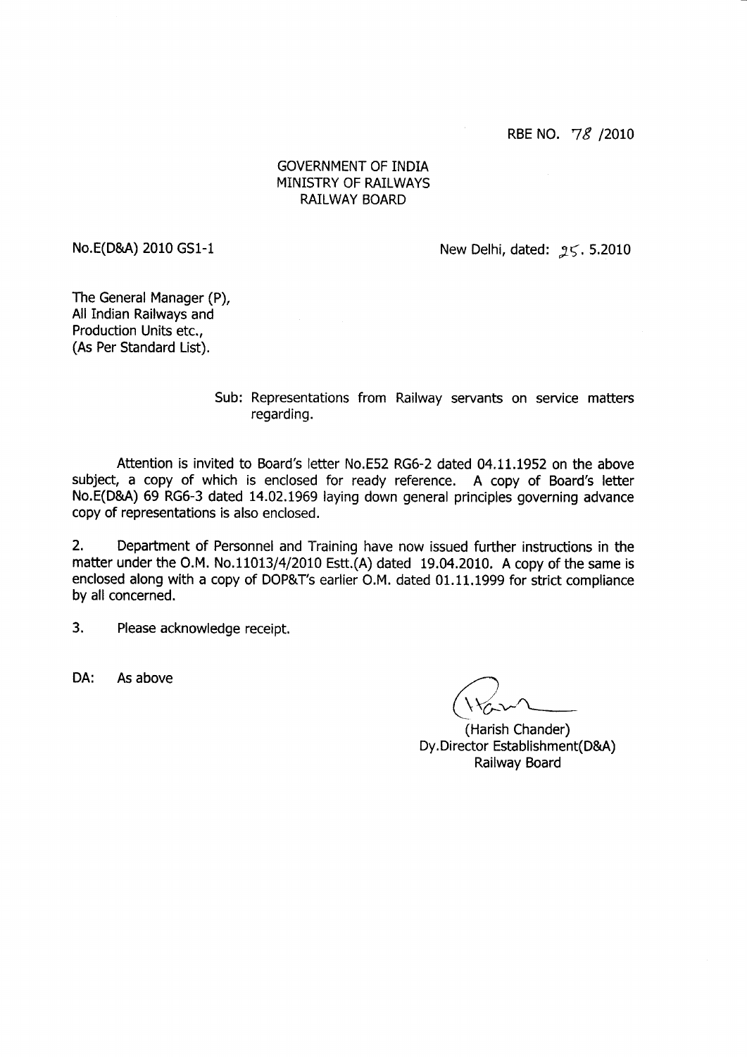RBE NO. 78 /2010

GOVERNMENT OF INDIA
MINISTRY OF RAILWAYS
RAILWAY BOARD

No.E(D&A) 2010 GS1-1

New Delhi, dated: 25. 5.2010

The General Manager (P),
All Indian Railways and
Production Units etc.,
(As Per Standard List).

Sub: Representations from Railway servants on service matters regarding.

Attention is invited to Board's letter No.E52 RG6-2 dated 04.11.1952 on the above subject, a copy of which is enclosed for ready reference. A copy of Board's letter No.E(D&A) 69 RG6-3 dated 14.02.1969 laying down general principles governing advance copy of representations is also enclosed.

2. Department of Personnel and Training have now issued further instructions in the matter under the O.M. No.11013/4/2010 Estt.(A) dated 19.04.2010. A copy of the same is enclosed along with a copy of DOP&T's earlier O.M. dated 01.11.1999 for strict compliance by all concerned.

3. Please acknowledge receipt.

DA: As above

(Harish Chander)
Dy.Director Establishment(D&A)
Railway Board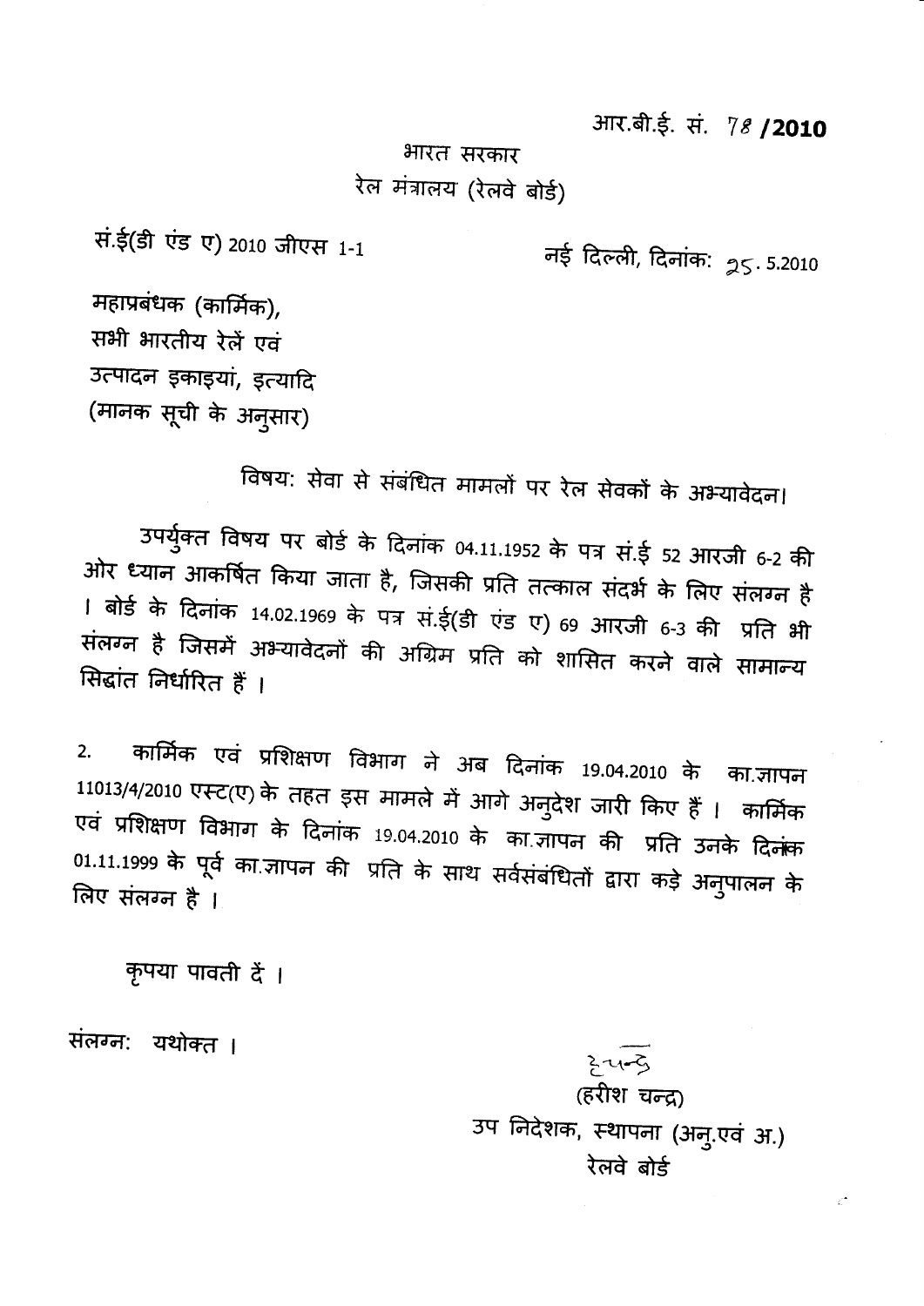आर.बी.ई. सं. 78 **/2010**

भारत सरकार

रेल मंत्रालय (रेलवे बोर्ड)

सं.ई(डी एंड ए) 2010 जीएस 1-1

नई दिल्ली, दिनांक: 25.5.2010

महाप्रबंधक (कार्मिक),
सभी भारतीय रेलें एवं
उत्पादन इकाइयां, इत्यादि
(मानक सूची के अनुसार)

विषय: सेवा से संबंधित मामलों पर रेल सेवकों के अभ्यावेदन।

उपर्युक्त विषय पर बोर्ड के दिनांक 04.11.1952 के पत्र सं.ई 52 आरजी 6-2 की ओर ध्यान आकर्षित किया जाता है, जिसकी प्रति तत्काल संदर्भ के लिए संलग्न है। बोर्ड के दिनांक 14.02.1969 के पत्र सं.ई(डी एंड ए) 69 आरजी 6-3 की प्रति भी संलग्न है जिसमें अभ्यावेदनों की अग्रिम प्रति को शासित करने वाले सामान्य सिद्धांत निर्धारित हैं।

2. कार्मिक एवं प्रशिक्षण विभाग ने अब दिनांक 19.04.2010 के का.ज्ञापन 11013/4/2010 एस्ट(ए) के तहत इस मामले में आगे अनुदेश जारी किए हैं। कार्मिक एवं प्रशिक्षण विभाग के दिनांक 19.04.2010 के का.ज्ञापन की प्रति उनके दिनांक 01.11.1999 के पूर्व का.ज्ञापन की प्रति के साथ सर्वसंबंधितों द्वारा कड़े अनुपालन के लिए संलग्न है।

कृपया पावती दें।

संलग्न: यथोक्त।

(हरीश चन्द्र)
उप निदेशक, स्थापना (अनु.एवं अ.)
रेलवे बोर्ड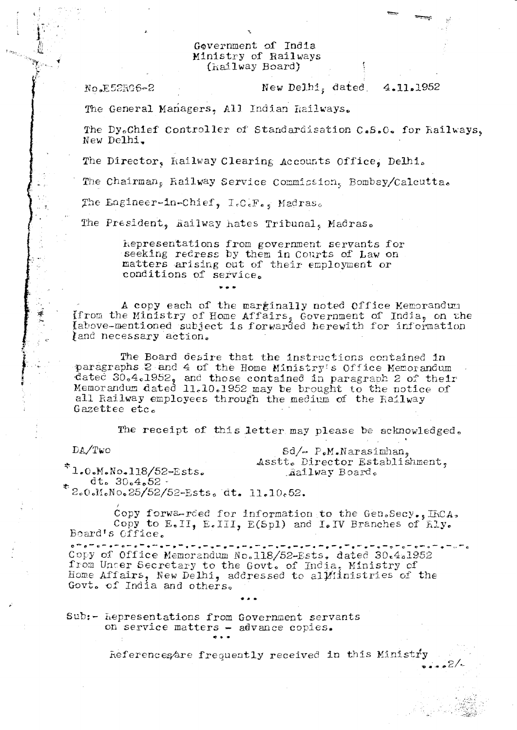Government of India
Ministry of Railways
(Railway Board)

No.E52RG6-2

New Delhi, dated 4.11.1952

The General Managers, All Indian Railways.

The Dy.Chief Controller of Standardisation C.S.O. for Railways, New Delhi.

The Director, Railway Clearing Accounts Office, Delhi.

The Chairman, Railway Service Commission, Bombay/Calcutta.

The Engineer-in-Chief, I.C.F., Madras.

The President, Railway Rates Tribunal, Madras.

> Representations from government servants for seeking redress by them in Courts of Law on matters arising out of their employment or conditions of service.

...

A copy each of the marginally noted Office Memorandum from the Ministry of Home Affairs, Government of India, on the above-mentioned subject is forwarded herewith for information and necessary action.

The Board desire that the instructions contained in paragraphs 2 and 4 of the Home Ministry's Office Memorandum dated 30.4.1952, and those contained in paragraph 2 of their Memorandum dated 11.10.1952 may be brought to the notice of all Railway employees through the medium of the Railway Gazettee etc.

The receipt of this letter may please be acknowledged.

DA/Two

Sd/- P.M.Narasimhan,
Asstt. Director Establishment,
Railway Board.

*1.O.M.No.118/52-Ests.
dt. 30.4.52
*2.O.M.No.25/52/52-Ests. dt. 11.10.52.

Copy forwarded for information to the Gen.Secy., IRCA.
Copy to E.II, E.III, E(Spl) and I.IV Branches of Rly. Board's Office.

---

Copy of Office Memorandum No.118/52-Ests. dated 30.4.1952 from Under Secretary to the Govt. of India, Ministry of Home Affairs, New Delhi, addressed to all Ministries of the Govt. of India and others.

...

Sub:- Representations from Government servants on service matters - advance copies.

...

References are frequently received in this Ministry

....2/-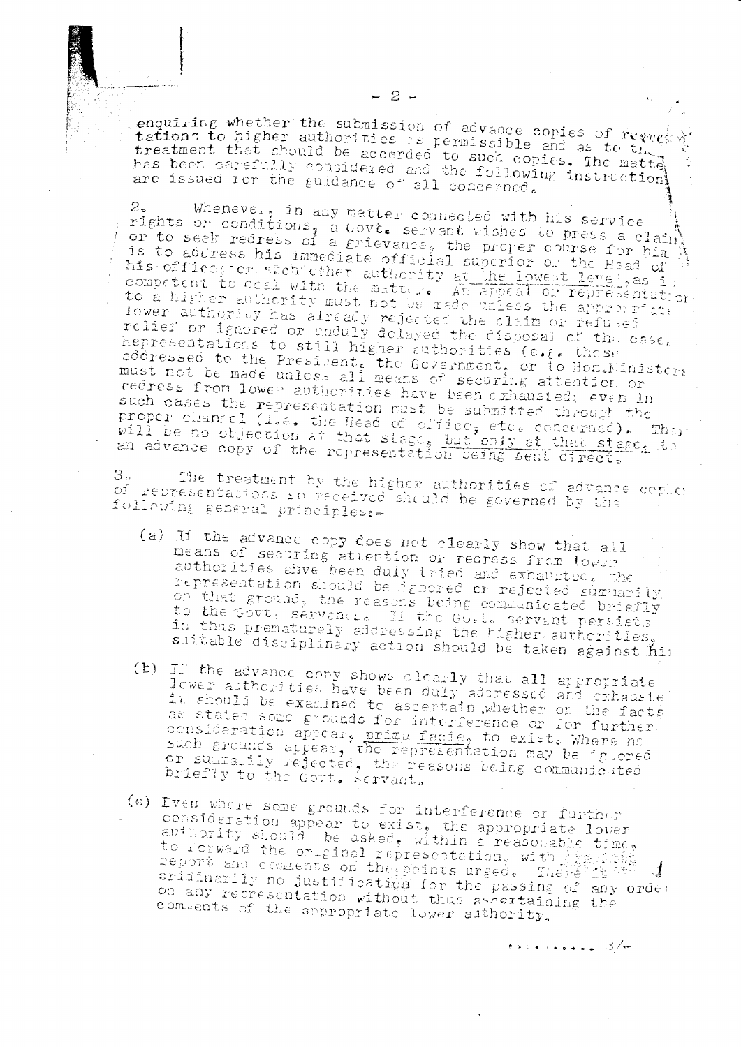enquiring whether the submission of advance copies of representations to higher authorities is permissible and as to the treatment that should be accorded to such copies. The matter has been carefully considered and the following instructions are issued for the guidance of all concerned.

2. Whenever, in any matter connected with his service rights or conditions, a Govt. servant wishes to press a claim or to seek redress of a grievance, the proper course for him is to address his immediate official superior or the Head of his office, or such other authority at the lowest level, as is competent to deal with the matter. An appeal or representation to a higher authority must not be made unless the appropriate lower authority has already rejected the claim or refused relief or ignored or unduly delayed the disposal of the case. Representations to still higher authorities (e.g. those addressed to the President, the Government, or to Hon.Ministers must not be made unless all means of securing attention or redress from lower authorities have been exhausted; even in such cases the representation must be submitted through the proper channel (i.e. the Head of office, etc. concerned). There will be no objection at that stage, but only at that stage, to an advance copy of the representation being sent direct.

3. The treatment by the higher authorities of advance copies of representations so received should be governed by the following general principles:-

(a) If the advance copy does not clearly show that all means of securing attention or redress from lower authorities ahve been duly tried and exhausted, the representation should be ignored or rejected summarily on that ground, the reasons being communicated briefly to the Govt. servants. If the Govt. servant persists in thus prematurely addressing the higher authorities, suitable disciplinary action should be taken against him

(b) If the advance copy shows clearly that all appropriate lower authorities have been duly addressed and exhausted it should be examined to ascertain whether on the facts as stated some grounds for interference or for further consideration appear, prima facie, to exist. Where no such grounds appear, the representation may be ignored or summarily rejected, the reasons being communicated briefly to the Govt. servant.

(c) Even where some grounds for interference or further consideration appear to exist, the appropriate lower authority should be asked, within a reasonable time, to forward the original representation, with its report and comments on the points urged. There is ordinarily no justification for the passing of any order on any representation without thus ascertaining the comments of the appropriate lower authority.

..........3/-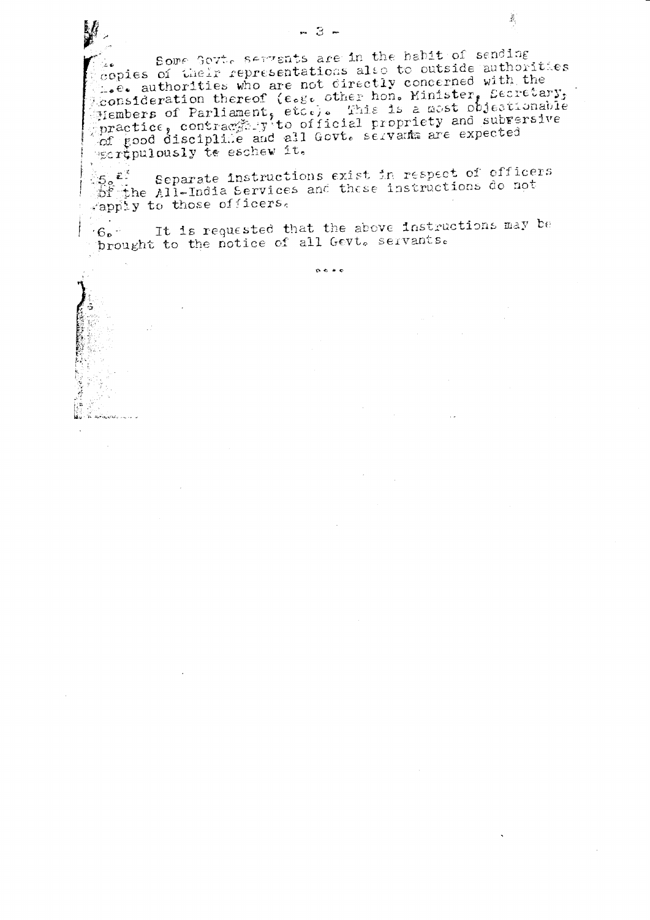4. Some Govt. servants are in the habit of sending copies of their representations also to outside authorities i.e. authorities who are not directly concerned with the consideration thereof (e.g. other hon. Minister, Secretary, Members of Parliament, etc.). This is a most objectionable practice, contrary to official propriety and subversive of good discipline and all Govt. servants are expected scrupulously to eschew it.

5. Separate instructions exist in respect of officers of the All-India Services and these instructions do not apply to those officers.

6. It is requested that the above instructions may be brought to the notice of all Govt. servants.

....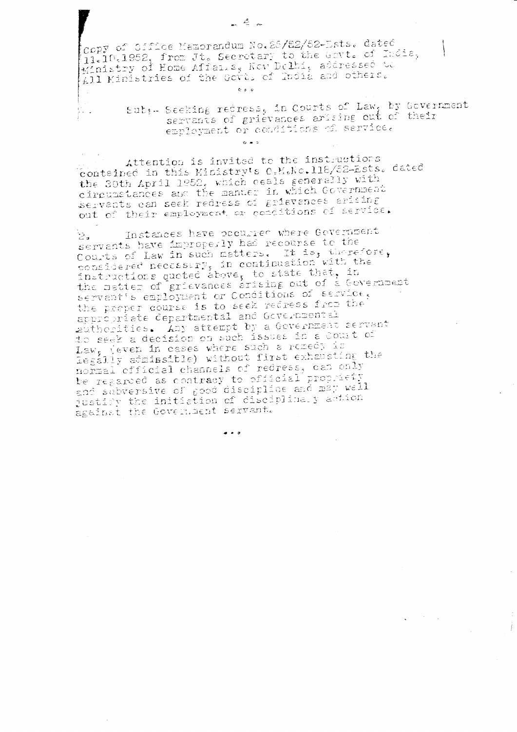Copy of Office Memorandum No.25/52-Ests. dated 11.10.1952, from Jt. Secretary to the Govt. of India, Ministry of Home Affairs, New Delhi, addressed to All Ministries of the Govt. of India and others.

...

Sub:- Seeking redress, in Courts of Law, by Government servants of grievances arising out of their employment or conditions of service.

...

Attention is invited to the instructions contained in this Ministry's O.M.No.116/52-Ests. dated the 30th April 1952, which deals generally with circumstances and the manner in which Government servants can seek redress of grievances arising out of their employment or conditions of service.

2. Instances have occurred where Government servants have improperly had recourse to the Courts of Law in such matters. It is, therefore, considered necessary, in continuation with the instructions quoted above, to state that, in the matter of grievances arising out of a Government servant's employment or Conditions of service, the proper course is to seek redress from the appropriate departmental and Governmental authorities. Any attempt by a Government servant to seek a decision on such issues in a Court of Law, (even in cases where such a remedy is legally admissible) without first exhausting the normal official channels of redress, can only be regarded as contrary to official propriety and subversive of good discipline and may well justify the initiation of disciplinary action against the Government servant.

...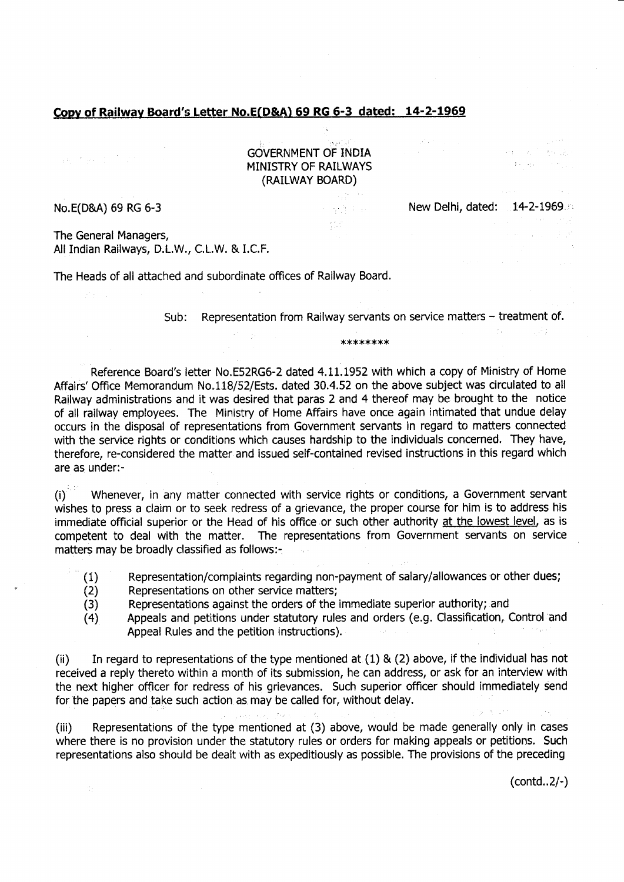**Copy of Railway Board's Letter No.E(D&A) 69 RG 6-3 dated: 14-2-1969**

GOVERNMENT OF INDIA
MINISTRY OF RAILWAYS
(RAILWAY BOARD)

No.E(D&A) 69 RG 6-3 New Delhi, dated: 14-2-1969

The General Managers,
All Indian Railways, D.L.W., C.L.W. & I.C.F.

The Heads of all attached and subordinate offices of Railway Board.

Sub: Representation from Railway servants on service matters – treatment of.

********

Reference Board's letter No.E52RG6-2 dated 4.11.1952 with which a copy of Ministry of Home Affairs' Office Memorandum No.118/52/Ests. dated 30.4.52 on the above subject was circulated to all Railway administrations and it was desired that paras 2 and 4 thereof may be brought to the notice of all railway employees. The Ministry of Home Affairs have once again intimated that undue delay occurs in the disposal of representations from Government servants in regard to matters connected with the service rights or conditions which causes hardship to the individuals concerned. They have, therefore, re-considered the matter and issued self-contained revised instructions in this regard which are as under:-

(i) Whenever, in any matter connected with service rights or conditions, a Government servant wishes to press a claim or to seek redress of a grievance, the proper course for him is to address his immediate official superior or the Head of his office or such other authority at the lowest level, as is competent to deal with the matter. The representations from Government servants on service matters may be broadly classified as follows:-

(1) Representation/complaints regarding non-payment of salary/allowances or other dues;
(2) Representations on other service matters;
(3) Representations against the orders of the immediate superior authority; and
(4) Appeals and petitions under statutory rules and orders (e.g. Classification, Control and Appeal Rules and the petition instructions).

(ii) In regard to representations of the type mentioned at (1) & (2) above, if the individual has not received a reply thereto within a month of its submission, he can address, or ask for an interview with the next higher officer for redress of his grievances. Such superior officer should immediately send for the papers and take such action as may be called for, without delay.

(iii) Representations of the type mentioned at (3) above, would be made generally only in cases where there is no provision under the statutory rules or orders for making appeals or petitions. Such representations also should be dealt with as expeditiously as possible. The provisions of the preceding

(contd..2/-)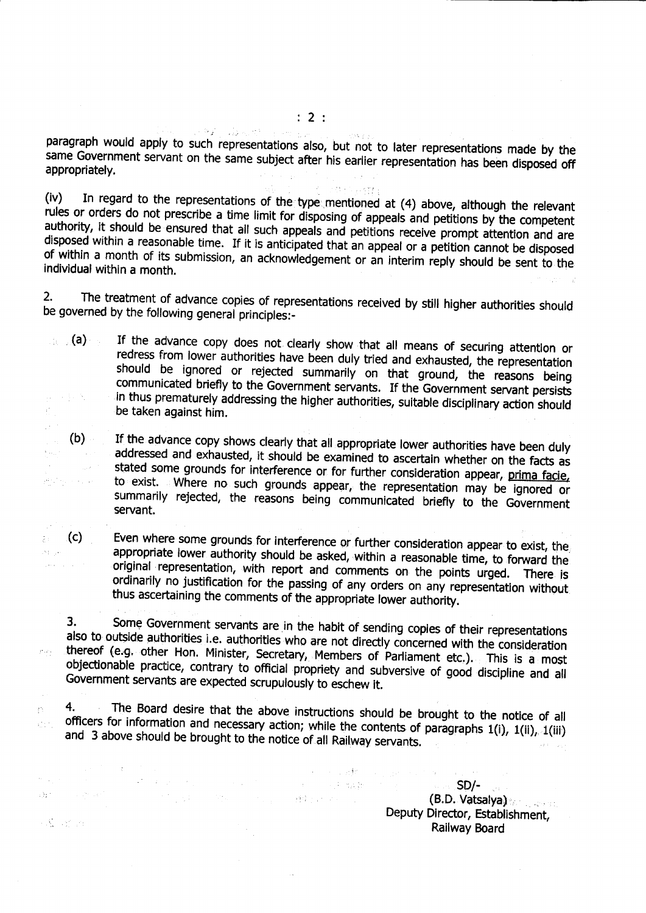paragraph would apply to such representations also, but not to later representations made by the same Government servant on the same subject after his earlier representation has been disposed off appropriately.

(iv) In regard to the representations of the type mentioned at (4) above, although the relevant rules or orders do not prescribe a time limit for disposing of appeals and petitions by the competent authority, it should be ensured that all such appeals and petitions receive prompt attention and are disposed within a reasonable time. If it is anticipated that an appeal or a petition cannot be disposed of within a month of its submission, an acknowledgement or an interim reply should be sent to the individual within a month.

2. The treatment of advance copies of representations received by still higher authorities should be governed by the following general principles:-

(a) If the advance copy does not clearly show that all means of securing attention or redress from lower authorities have been duly tried and exhausted, the representation should be ignored or rejected summarily on that ground, the reasons being communicated briefly to the Government servants. If the Government servant persists in thus prematurely addressing the higher authorities, suitable disciplinary action should be taken against him.

(b) If the advance copy shows clearly that all appropriate lower authorities have been duly addressed and exhausted, it should be examined to ascertain whether on the facts as stated some grounds for interference or for further consideration appear, prima facie, to exist. Where no such grounds appear, the representation may be ignored or summarily rejected, the reasons being communicated briefly to the Government servant.

(c) Even where some grounds for interference or further consideration appear to exist, the appropriate lower authority should be asked, within a reasonable time, to forward the original representation, with report and comments on the points urged. There is ordinarily no justification for the passing of any orders on any representation without thus ascertaining the comments of the appropriate lower authority.

3. Some Government servants are in the habit of sending copies of their representations also to outside authorities i.e. authorities who are not directly concerned with the consideration thereof (e.g. other Hon. Minister, Secretary, Members of Parliament etc.). This is a most objectionable practice, contrary to official propriety and subversive of good discipline and all Government servants are expected scrupulously to eschew it.

4. The Board desire that the above instructions should be brought to the notice of all officers for information and necessary action; while the contents of paragraphs 1(i), 1(ii), 1(iii) and 3 above should be brought to the notice of all Railway servants.

SD/-
(B.D. Vatsalya)
Deputy Director, Establishment,
Railway Board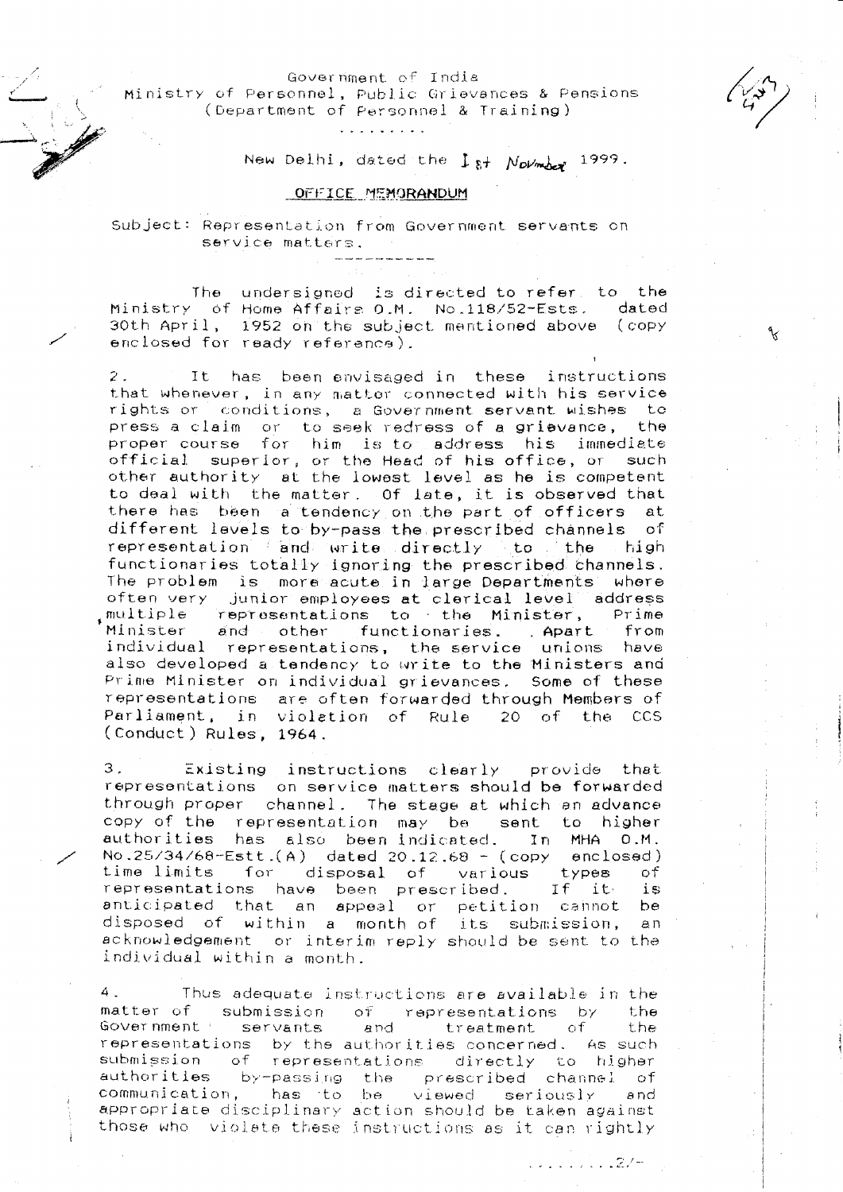Government of India
Ministry of Personnel, Public Grievances & Pensions
(Department of Personnel & Training)

.........

New Delhi, dated the 1st November 1999.

## OFFICE MEMORANDUM

Subject: Representation from Government servants on service matters.

---

The undersigned is directed to refer to the Ministry of Home Affairs O.M. No.118/52-Ests. dated 30th April, 1952 on the subject mentioned above (copy enclosed for ready reference).

2. It has been envisaged in these instructions that whenever, in any matter connected with his service rights or conditions, a Government servant wishes to press a claim or to seek redress of a grievance, the proper course for him is to address his immediate official superior, or the Head of his office, or such other authority at the lowest level as he is competent to deal with the matter. Of late, it is observed that there has been a tendency on the part of officers at different levels to by-pass the prescribed channels of representation and write directly to the high functionaries totally ignoring the prescribed channels. The problem is more acute in large Departments where often very junior employees at clerical level address multiple representations to the Minister, Prime Minister and other functionaries. Apart from individual representations, the service unions have also developed a tendency to write to the Ministers and Prime Minister on individual grievances. Some of these representations are often forwarded through Members of Parliament, in violation of Rule 20 of the CCS (Conduct) Rules, 1964.

3. Existing instructions clearly provide that representations on service matters should be forwarded through proper channel. The stage at which an advance copy of the representation may be sent to higher authorities has also been indicated. In MHA O.M. No.25/34/68-Estt.(A) dated 20.12.68 - (copy enclosed) time limits for disposal of various types of representations have been prescribed. If it is anticipated that an appeal or petition cannot be disposed of within a month of its submission, an acknowledgement or interim reply should be sent to the individual within a month.

4. Thus adequate instructions are available in the matter of submission of representations by the Government servants and treatment of the representations by the authorities concerned. As such submission of representations directly to higher authorities by-passing the prescribed channel of communication, has to be viewed seriously and appropriate disciplinary action should be taken against those who violate these instructions as it can rightly

.........2/-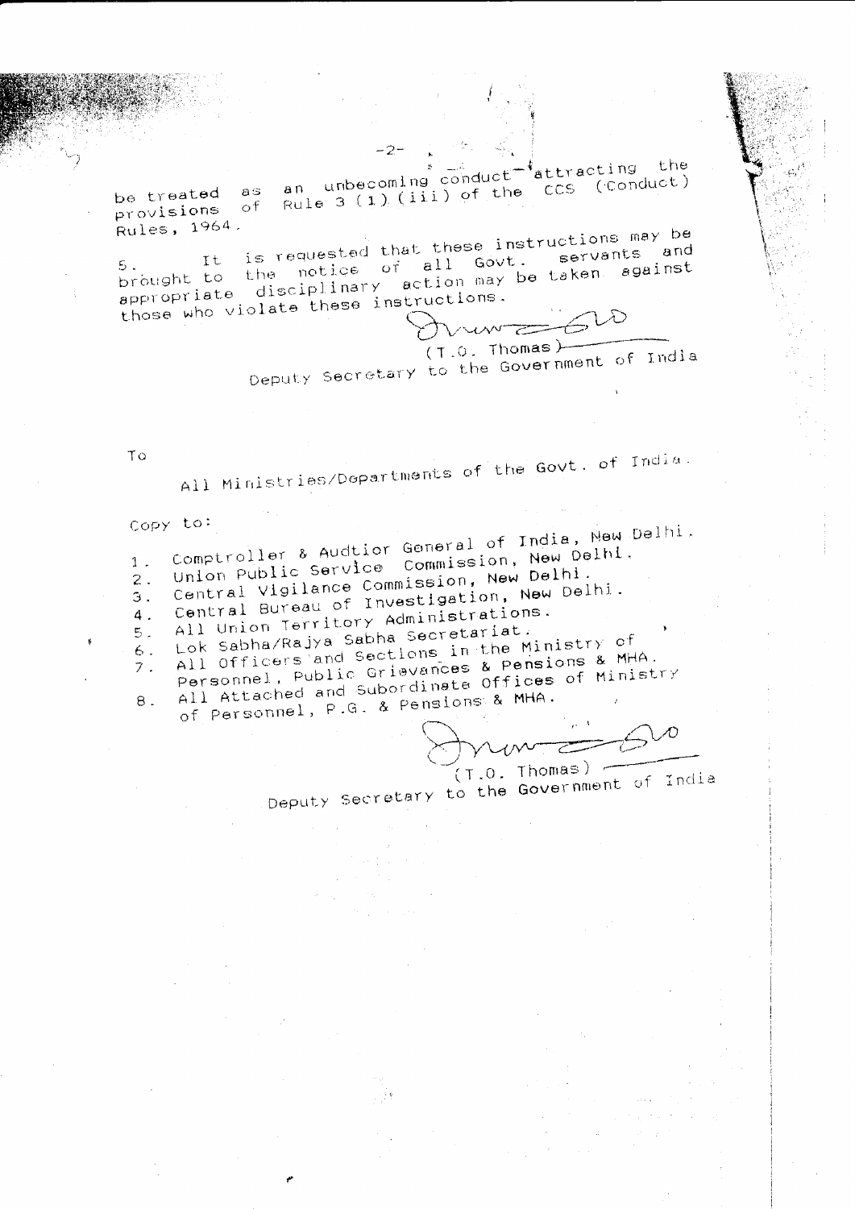be treated as an unbecoming conduct attracting the provisions of Rule 3 (1) (iii) of the CCS (Conduct) Rules, 1964.

5. It is requested that these instructions may be brought to the notice of all Govt. servants and appropriate disciplinary action may be taken against those who violate these instructions.

(T.O. Thomas)
Deputy Secretary to the Government of India

To

All Ministries/Departments of the Govt. of India.

Copy to:

1. Comptroller & Audtior General of India, New Delhi.
2. Union Public Service Commission, New Delhi.
3. Central Vigilance Commission, New Delhi.
4. Central Bureau of Investigation, New Delhi.
5. All Union Territory Administrations.
6. Lok Sabha/Rajya Sabha Secretariat.
7. All Officers and Sections in the Ministry of Personnel, Public Grievances & Pensions & MHA.
8. All Attached and Subordinate Offices of Ministry of Personnel, P.G. & Pensions & MHA.

(T.O. Thomas)
Deputy Secretary to the Government of India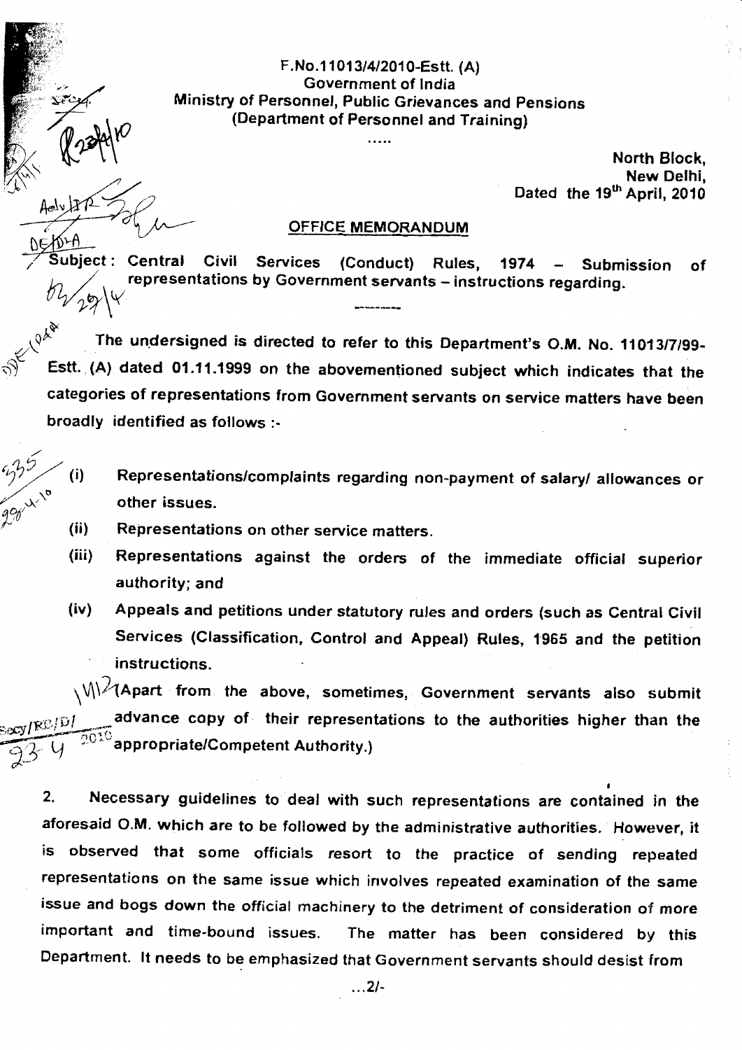F.No.11013/4/2010-Estt. (A)
Government of India
Ministry of Personnel, Public Grievances and Pensions
(Department of Personnel and Training)

.....

North Block,
New Delhi,
Dated the 19th April, 2010

## OFFICE MEMORANDUM

**Subject: Central Civil Services (Conduct) Rules, 1974 – Submission of representations by Government servants – instructions regarding.**

---

The undersigned is directed to refer to this Department's O.M. No. 11013/7/99-Estt. (A) dated 01.11.1999 on the abovementioned subject which indicates that the categories of representations from Government servants on service matters have been broadly identified as follows :-

(i) Representations/complaints regarding non-payment of salary/ allowances or other issues.

(ii) Representations on other service matters.

(iii) Representations against the orders of the immediate official superior authority; and

(iv) Appeals and petitions under statutory rules and orders (such as Central Civil Services (Classification, Control and Appeal) Rules, 1965 and the petition instructions.

(Apart from the above, sometimes, Government servants also submit advance copy of their representations to the authorities higher than the appropriate/Competent Authority.)

2. Necessary guidelines to deal with such representations are contained in the aforesaid O.M. which are to be followed by the administrative authorities. However, it is observed that some officials resort to the practice of sending repeated representations on the same issue which involves repeated examination of the same issue and bogs down the official machinery to the detriment of consideration of more important and time-bound issues. The matter has been considered by this Department. It needs to be emphasized that Government servants should desist from

...2/-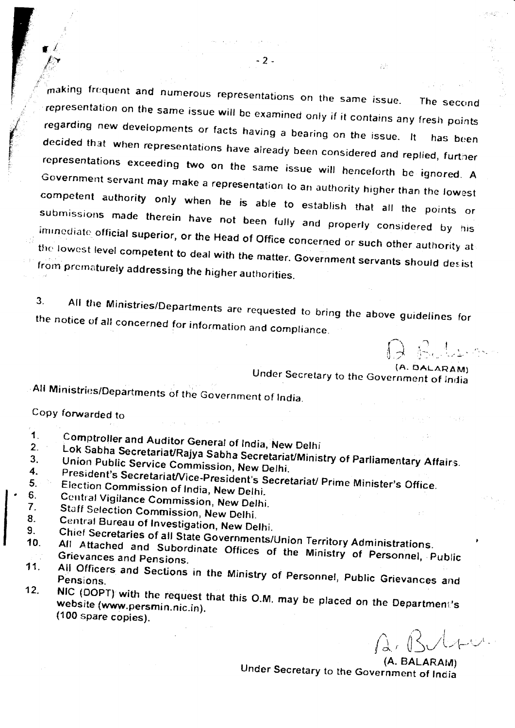making frequent and numerous representations on the same issue. The second representation on the same issue will be examined only if it contains any fresh points regarding new developments or facts having a bearing on the issue. It has been decided that when representations have already been considered and replied, further representations exceeding two on the same issue will henceforth be ignored. A Government servant may make a representation to an authority higher than the lowest competent authority only when he is able to establish that all the points or submissions made therein have not been fully and properly considered by his immediate official superior, or the Head of Office concerned or such other authority at the lowest level competent to deal with the matter. Government servants should desist from prematurely addressing the higher authorities.

3. All the Ministries/Departments are requested to bring the above guidelines for the notice of all concerned for information and compliance.

(A. BALARAM)
Under Secretary to the Government of India

All Ministries/Departments of the Government of India.

Copy forwarded to

1. Comptroller and Auditor General of India, New Delhi
2. Lok Sabha Secretariat/Rajya Sabha Secretariat/Ministry of Parliamentary Affairs.
3. Union Public Service Commission, New Delhi.
4. President's Secretariat/Vice-President's Secretariat/ Prime Minister's Office.
5. Election Commission of India, New Delhi.
6. Central Vigilance Commission, New Delhi.
7. Staff Selection Commission, New Delhi.
8. Central Bureau of Investigation, New Delhi.
9. Chief Secretaries of all State Governments/Union Territory Administrations.
10. All Attached and Subordinate Offices of the Ministry of Personnel, Public Grievances and Pensions.
11. All Officers and Sections in the Ministry of Personnel, Public Grievances and Pensions.
12. NIC (DOPT) with the request that this O.M. may be placed on the Department's website (www.persmin.nic.in).
(100 spare copies).

(A. BALARAM)
Under Secretary to the Government of India